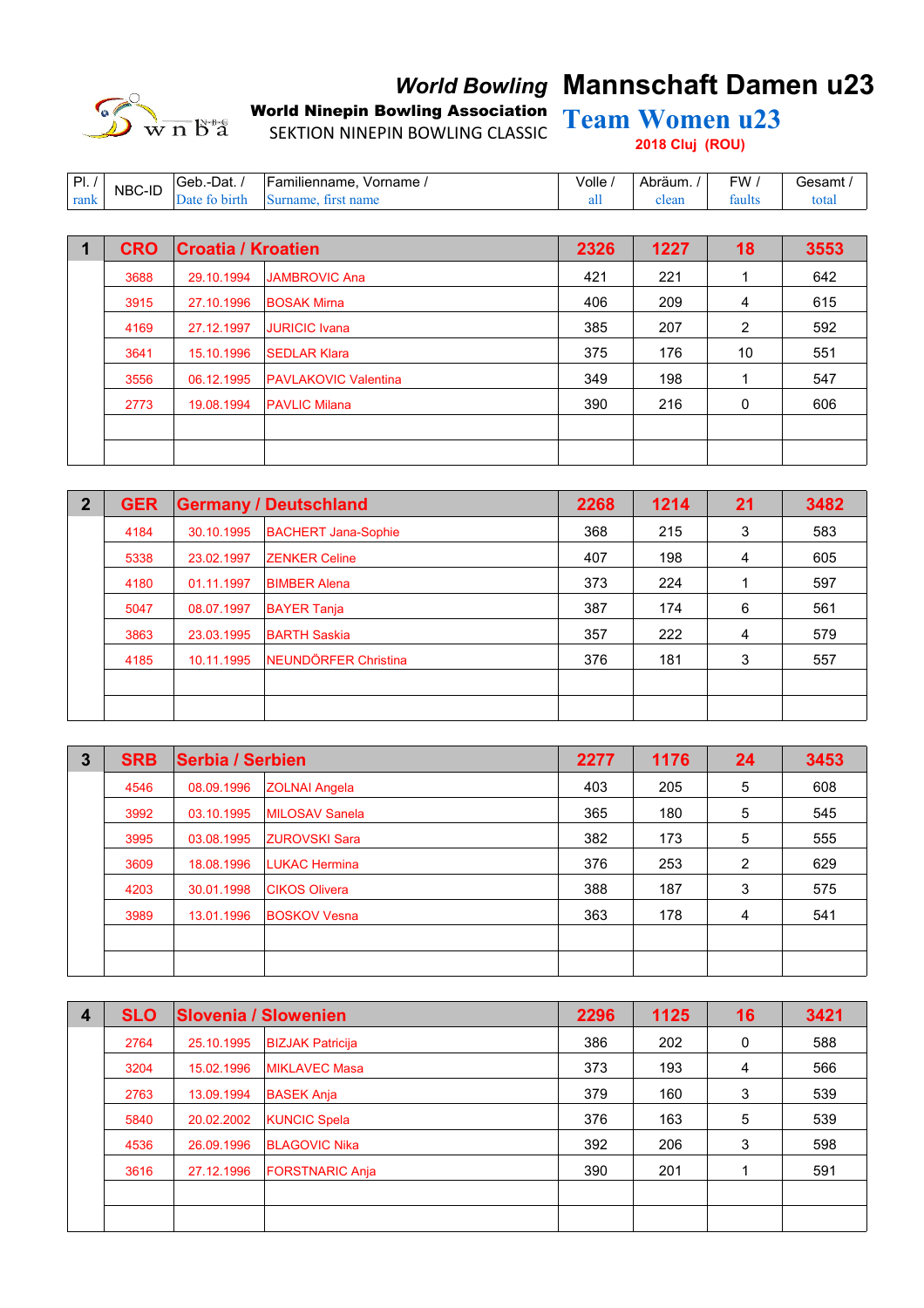**World Bowling**

**World Ninepin Bowling Association**

SEKTION NINEPIN BOWLING CLASSIC

# Mannschaft Damen u23

# Team Women u23

**2018 Cluj (ROU)**

| Pl. / rank | NBC-ID | Geb.-Dat. / Date fo birth | Familienname, Vorname / Surname, first name | Volle / all | Abräum. / clean | FW / faults | Gesamt / total |
|---|---|---|---|---|---|---|---|
| **1** | **CRO** | **Croatia / Kroatien** | | **2326** | **1227** | **18** | **3553** |
| | 3688 | 29.10.1994 | JAMBROVIC Ana | 421 | 221 | 1 | 642 |
| | 3915 | 27.10.1996 | BOSAK Mirna | 406 | 209 | 4 | 615 |
| | 4169 | 27.12.1997 | JURICIC Ivana | 385 | 207 | 2 | 592 |
| | 3641 | 15.10.1996 | SEDLAR Klara | 375 | 176 | 10 | 551 |
| | 3556 | 06.12.1995 | PAVLAKOVIC Valentina | 349 | 198 | 1 | 547 |
| | 2773 | 19.08.1994 | PAVLIC Milana | 390 | 216 | 0 | 606 |
| **2** | **GER** | **Germany / Deutschland** | | **2268** | **1214** | **21** | **3482** |
| | 4184 | 30.10.1995 | BACHERT Jana-Sophie | 368 | 215 | 3 | 583 |
| | 5338 | 23.02.1997 | ZENKER Celine | 407 | 198 | 4 | 605 |
| | 4180 | 01.11.1997 | BIMBER Alena | 373 | 224 | 1 | 597 |
| | 5047 | 08.07.1997 | BAYER Tanja | 387 | 174 | 6 | 561 |
| | 3863 | 23.03.1995 | BARTH Saskia | 357 | 222 | 4 | 579 |
| | 4185 | 10.11.1995 | NEUNDÖRFER Christina | 376 | 181 | 3 | 557 |
| **3** | **SRB** | **Serbia / Serbien** | | **2277** | **1176** | **24** | **3453** |
| | 4546 | 08.09.1996 | ZOLNAI Angela | 403 | 205 | 5 | 608 |
| | 3992 | 03.10.1995 | MILOSAV Sanela | 365 | 180 | 5 | 545 |
| | 3995 | 03.08.1995 | ZUROVSKI Sara | 382 | 173 | 5 | 555 |
| | 3609 | 18.08.1996 | LUKAC Hermina | 376 | 253 | 2 | 629 |
| | 4203 | 30.01.1998 | CIKOS Olivera | 388 | 187 | 3 | 575 |
| | 3989 | 13.01.1996 | BOSKOV Vesna | 363 | 178 | 4 | 541 |
| **4** | **SLO** | **Slovenia / Slowenien** | | **2296** | **1125** | **16** | **3421** |
| | 2764 | 25.10.1995 | BIZJAK Patricija | 386 | 202 | 0 | 588 |
| | 3204 | 15.02.1996 | MIKLAVEC Masa | 373 | 193 | 4 | 566 |
| | 2763 | 13.09.1994 | BASEK Anja | 379 | 160 | 3 | 539 |
| | 5840 | 20.02.2002 | KUNCIC Spela | 376 | 163 | 5 | 539 |
| | 4536 | 26.09.1996 | BLAGOVIC Nika | 392 | 206 | 3 | 598 |
| | 3616 | 27.12.1996 | FORSTNARIC Anja | 390 | 201 | 1 | 591 |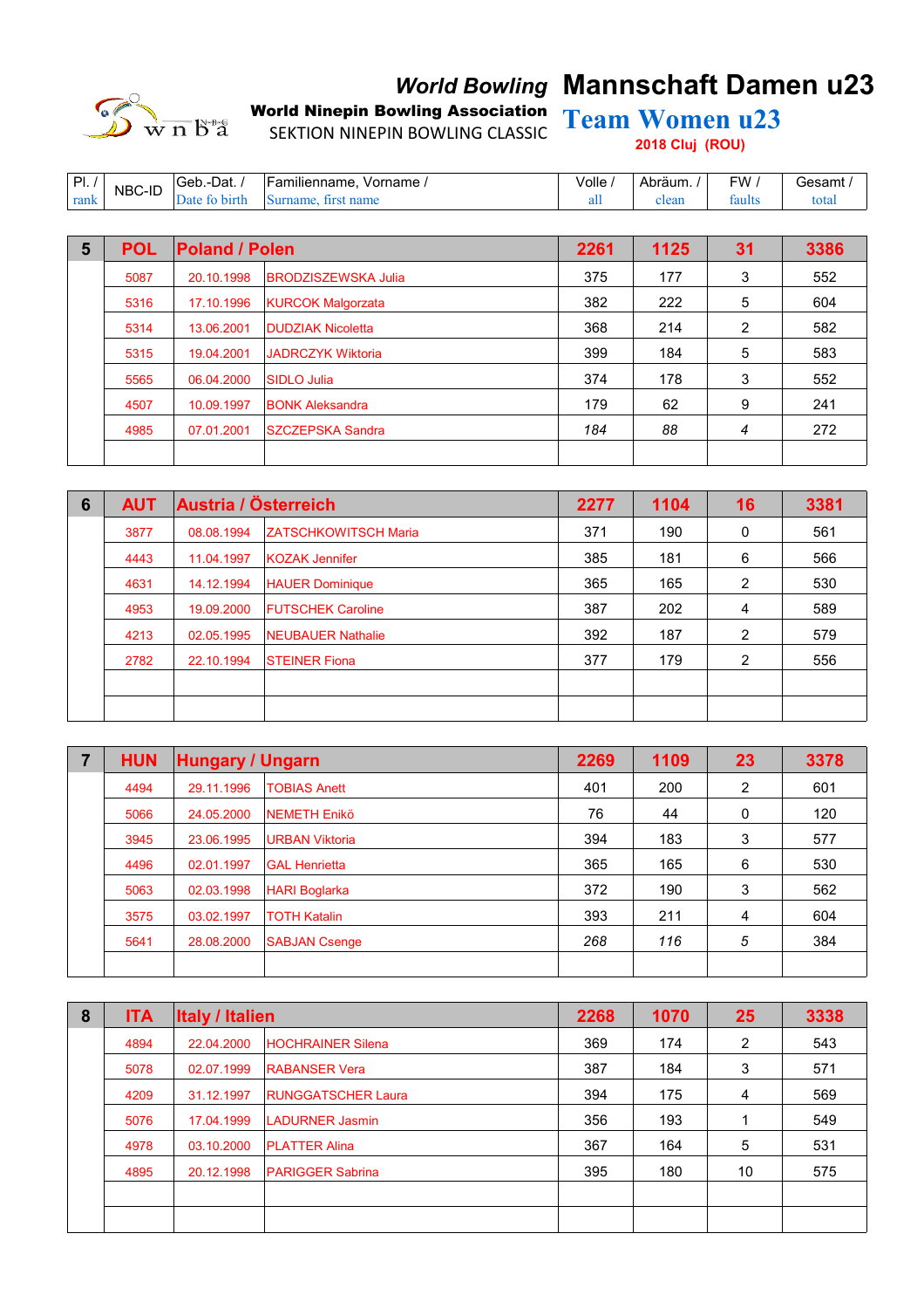*World Bowling*
**World Ninepin Bowling Association**
SEKTION NINEPIN BOWLING CLASSIC

# Mannschaft Damen u23
# Team Women u23

**2018 Cluj (ROU)**

| Pl. / rank | NBC-ID | Geb.-Dat. / Date fo birth | Familienname, Vorname / Surname, first name | Volle / all | Abräum. / clean | FW / faults | Gesamt / total |
|---|---|---|---|---|---|---|---|
| **5** | **POL** | **Poland / Polen** | | **2261** | **1125** | **31** | **3386** |
| | 5087 | 20.10.1998 | BRODZISZEWSKA Julia | 375 | 177 | 3 | 552 |
| | 5316 | 17.10.1996 | KURCOK Malgorzata | 382 | 222 | 5 | 604 |
| | 5314 | 13.06.2001 | DUDZIAK Nicoletta | 368 | 214 | 2 | 582 |
| | 5315 | 19.04.2001 | JADRCZYK Wiktoria | 399 | 184 | 5 | 583 |
| | 5565 | 06.04.2000 | SIDLO Julia | 374 | 178 | 3 | 552 |
| | 4507 | 10.09.1997 | BONK Aleksandra | 179 | 62 | 9 | 241 |
| | 4985 | 07.01.2001 | SZCZEPSKA Sandra | *184* | *88* | *4* | 272 |
| **6** | **AUT** | **Austria / Österreich** | | **2277** | **1104** | **16** | **3381** |
| | 3877 | 08.08.1994 | ZATSCHKOWITSCH Maria | 371 | 190 | 0 | 561 |
| | 4443 | 11.04.1997 | KOZAK Jennifer | 385 | 181 | 6 | 566 |
| | 4631 | 14.12.1994 | HAUER Dominique | 365 | 165 | 2 | 530 |
| | 4953 | 19.09.2000 | FUTSCHEK Caroline | 387 | 202 | 4 | 589 |
| | 4213 | 02.05.1995 | NEUBAUER Nathalie | 392 | 187 | 2 | 579 |
| | 2782 | 22.10.1994 | STEINER Fiona | 377 | 179 | 2 | 556 |
| **7** | **HUN** | **Hungary / Ungarn** | | **2269** | **1109** | **23** | **3378** |
| | 4494 | 29.11.1996 | TOBIAS Anett | 401 | 200 | 2 | 601 |
| | 5066 | 24.05.2000 | NEMETH Enikö | 76 | 44 | 0 | 120 |
| | 3945 | 23.06.1995 | URBAN Viktoria | 394 | 183 | 3 | 577 |
| | 4496 | 02.01.1997 | GAL Henrietta | 365 | 165 | 6 | 530 |
| | 5063 | 02.03.1998 | HARI Boglarka | 372 | 190 | 3 | 562 |
| | 3575 | 03.02.1997 | TOTH Katalin | 393 | 211 | 4 | 604 |
| | 5641 | 28.08.2000 | SABJAN Csenge | *268* | *116* | *5* | 384 |
| **8** | **ITA** | **Italy / Italien** | | **2268** | **1070** | **25** | **3338** |
| | 4894 | 22.04.2000 | HOCHRAINER Silena | 369 | 174 | 2 | 543 |
| | 5078 | 02.07.1999 | RABANSER Vera | 387 | 184 | 3 | 571 |
| | 4209 | 31.12.1997 | RUNGGATSCHER Laura | 394 | 175 | 4 | 569 |
| | 5076 | 17.04.1999 | LADURNER Jasmin | 356 | 193 | 1 | 549 |
| | 4978 | 03.10.2000 | PLATTER Alina | 367 | 164 | 5 | 531 |
| | 4895 | 20.12.1998 | PARIGGER Sabrina | 395 | 180 | 10 | 575 |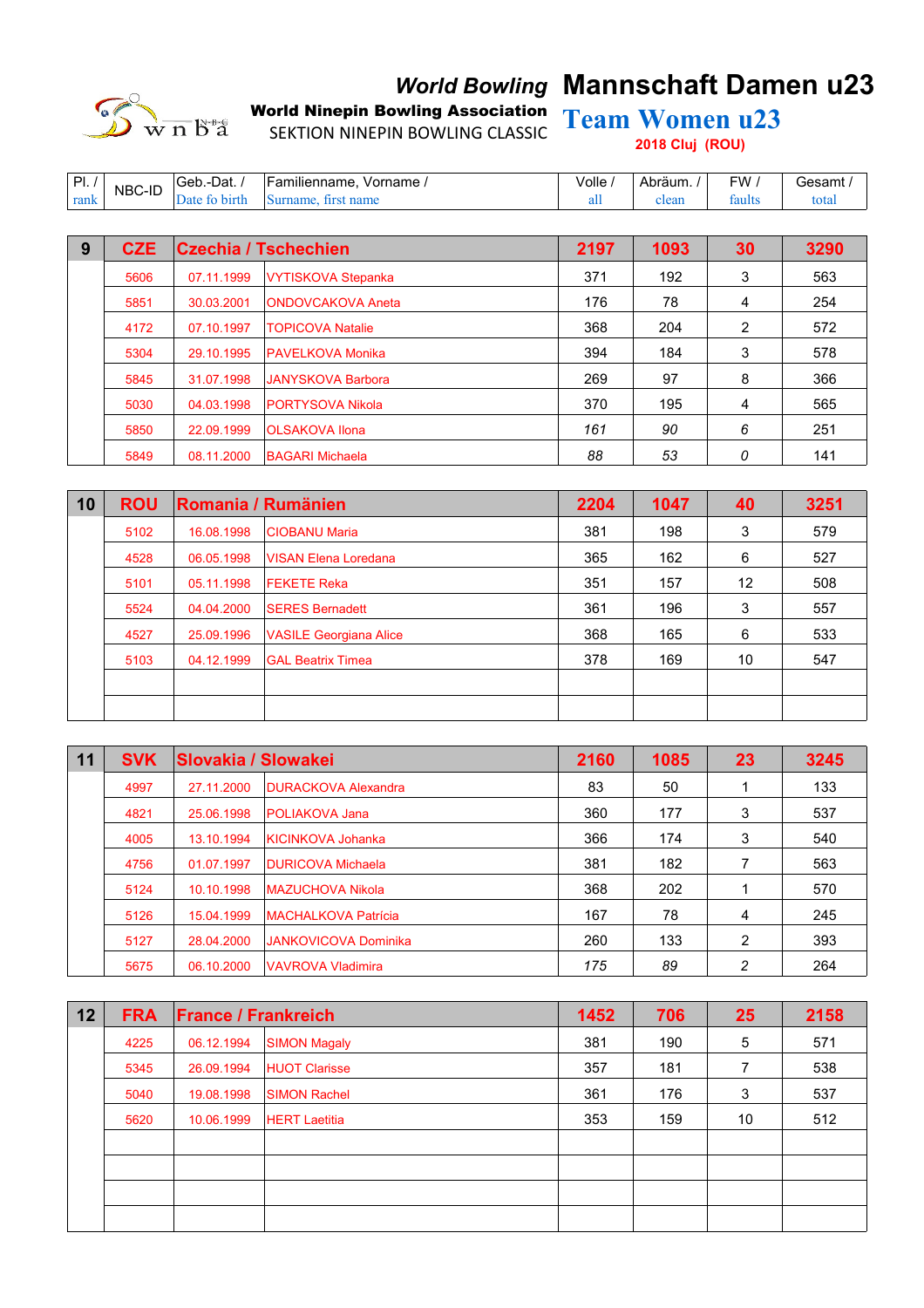*World Bowling*
**World Ninepin Bowling Association**
SEKTION NINEPIN BOWLING CLASSIC

# Mannschaft Damen u23

## Team Women u23

**2018 Cluj (ROU)**

| Pl. / rank | NBC-ID | Geb.-Dat. / Date fo birth | Familienname, Vorname / Surname, first name | Volle / all | Abräum. / clean | FW / faults | Gesamt / total |
|---|---|---|---|---|---|---|---|
| **9** | **CZE** | | **Czechia / Tschechien** | **2197** | **1093** | **30** | **3290** |
| | 5606 | 07.11.1999 | VYTISKOVA Stepanka | 371 | 192 | 3 | 563 |
| | 5851 | 30.03.2001 | ONDOVCAKOVA Aneta | 176 | 78 | 4 | 254 |
| | 4172 | 07.10.1997 | TOPICOVA Natalie | 368 | 204 | 2 | 572 |
| | 5304 | 29.10.1995 | PAVELKOVA Monika | 394 | 184 | 3 | 578 |
| | 5845 | 31.07.1998 | JANYSKOVA Barbora | 269 | 97 | 8 | 366 |
| | 5030 | 04.03.1998 | PORTYSOVA Nikola | 370 | 195 | 4 | 565 |
| | 5850 | 22.09.1999 | OLSAKOVA Ilona | *161* | *90* | *6* | 251 |
| | 5849 | 08.11.2000 | BAGARI Michaela | *88* | *53* | *0* | 141 |
| **10** | **ROU** | | **Romania / Rumänien** | **2204** | **1047** | **40** | **3251** |
| | 5102 | 16.08.1998 | CIOBANU Maria | 381 | 198 | 3 | 579 |
| | 4528 | 06.05.1998 | VISAN Elena Loredana | 365 | 162 | 6 | 527 |
| | 5101 | 05.11.1998 | FEKETE Reka | 351 | 157 | 12 | 508 |
| | 5524 | 04.04.2000 | SERES Bernadett | 361 | 196 | 3 | 557 |
| | 4527 | 25.09.1996 | VASILE Georgiana Alice | 368 | 165 | 6 | 533 |
| | 5103 | 04.12.1999 | GAL Beatrix Timea | 378 | 169 | 10 | 547 |
| **11** | **SVK** | | **Slovakia / Slowakei** | **2160** | **1085** | **23** | **3245** |
| | 4997 | 27.11.2000 | DURACKOVA Alexandra | 83 | 50 | 1 | 133 |
| | 4821 | 25.06.1998 | POLIAKOVA Jana | 360 | 177 | 3 | 537 |
| | 4005 | 13.10.1994 | KICINKOVA Johanka | 366 | 174 | 3 | 540 |
| | 4756 | 01.07.1997 | DURICOVA Michaela | 381 | 182 | 7 | 563 |
| | 5124 | 10.10.1998 | MAZUCHOVA Nikola | 368 | 202 | 1 | 570 |
| | 5126 | 15.04.1999 | MACHALKOVA Patrícia | 167 | 78 | 4 | 245 |
| | 5127 | 28.04.2000 | JANKOVICOVA Dominika | 260 | 133 | 2 | 393 |
| | 5675 | 06.10.2000 | VAVROVA Vladimira | *175* | *89* | *2* | 264 |
| **12** | **FRA** | | **France / Frankreich** | **1452** | **706** | **25** | **2158** |
| | 4225 | 06.12.1994 | SIMON Magaly | 381 | 190 | 5 | 571 |
| | 5345 | 26.09.1994 | HUOT Clarisse | 357 | 181 | 7 | 538 |
| | 5040 | 19.08.1998 | SIMON Rachel | 361 | 176 | 3 | 537 |
| | 5620 | 10.06.1999 | HERT Laetitia | 353 | 159 | 10 | 512 |